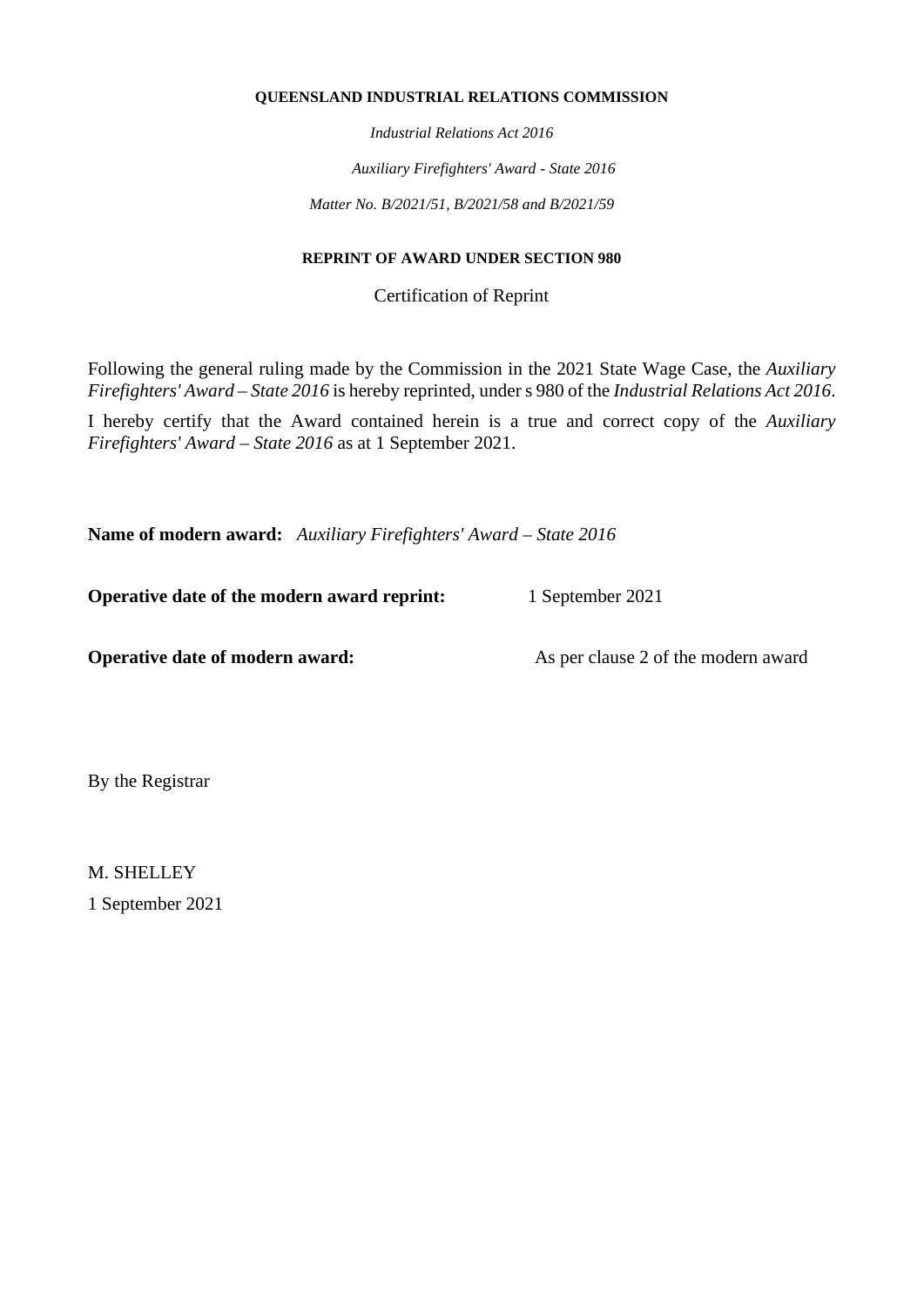**QUEENSLAND INDUSTRIAL RELATIONS COMMISSION**

*Industrial Relations Act 2016*

*Auxiliary Firefighters' Award - State 2016*

*Matter No. B/2021/51, B/2021/58 and B/2021/59*

**REPRINT OF AWARD UNDER SECTION 980**

Certification of Reprint

Following the general ruling made by the Commission in the 2021 State Wage Case, the *Auxiliary Firefighters' Award – State 2016* is hereby reprinted, under s 980 of the *Industrial Relations Act 2016*.

I hereby certify that the Award contained herein is a true and correct copy of the *Auxiliary Firefighters' Award – State 2016* as at 1 September 2021.

**Name of modern award:** *Auxiliary Firefighters' Award – State 2016*

**Operative date of the modern award reprint:** 1 September 2021

**Operative date of modern award:** As per clause 2 of the modern award

By the Registrar

M. SHELLEY

1 September 2021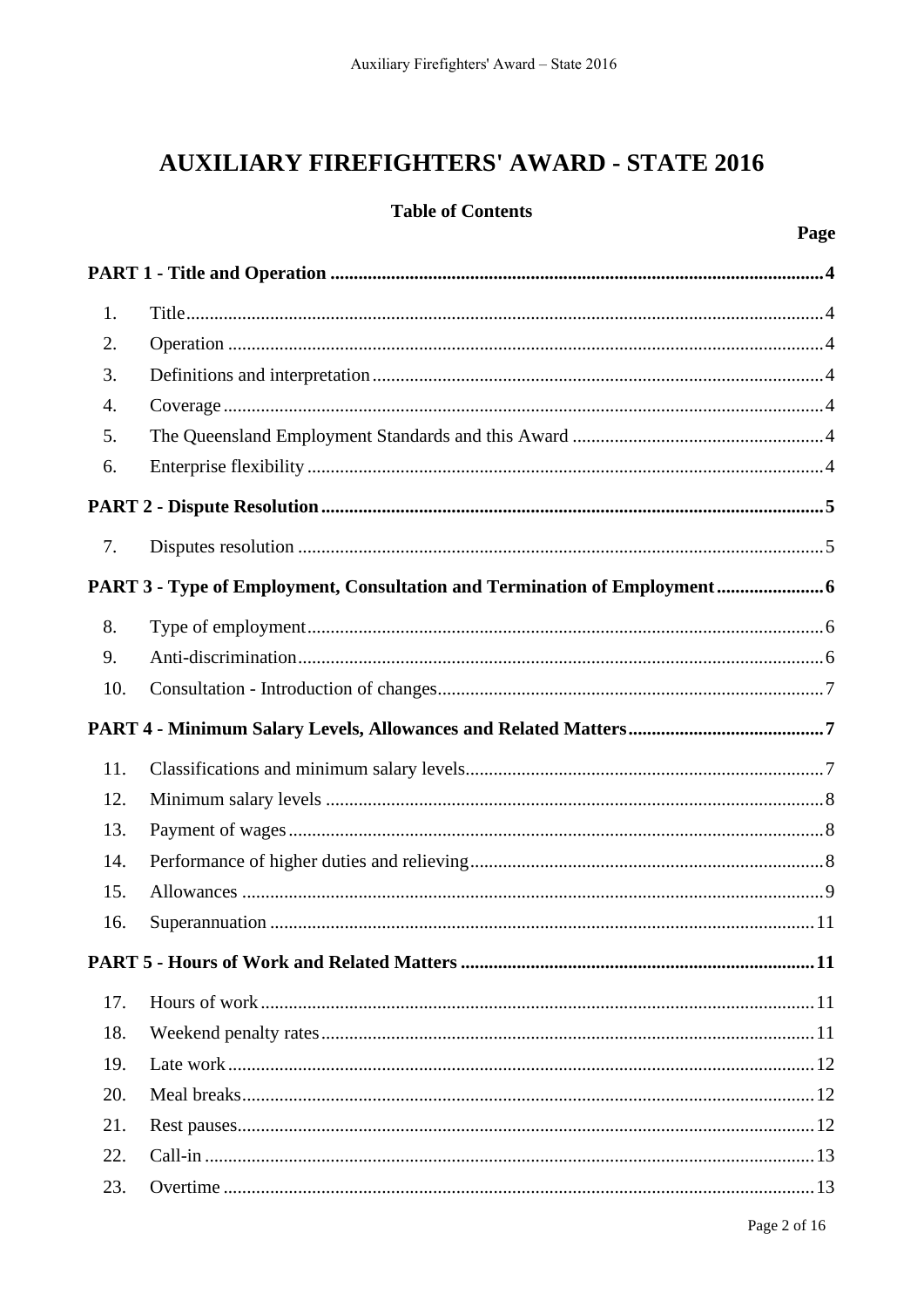# AUXILIARY FIREFIGHTERS' AWARD - STATE 2016

**Table of Contents**

| | | Page |
|---|---|---|
| **PART 1 - Title and Operation** | | **4** |
| 1. | Title | 4 |
| 2. | Operation | 4 |
| 3. | Definitions and interpretation | 4 |
| 4. | Coverage | 4 |
| 5. | The Queensland Employment Standards and this Award | 4 |
| 6. | Enterprise flexibility | 4 |
| **PART 2 - Dispute Resolution** | | **5** |
| 7. | Disputes resolution | 5 |
| **PART 3 - Type of Employment, Consultation and Termination of Employment** | | **6** |
| 8. | Type of employment | 6 |
| 9. | Anti-discrimination | 6 |
| 10. | Consultation - Introduction of changes | 7 |
| **PART 4 - Minimum Salary Levels, Allowances and Related Matters** | | **7** |
| 11. | Classifications and minimum salary levels | 7 |
| 12. | Minimum salary levels | 8 |
| 13. | Payment of wages | 8 |
| 14. | Performance of higher duties and relieving | 8 |
| 15. | Allowances | 9 |
| 16. | Superannuation | 11 |
| **PART 5 - Hours of Work and Related Matters** | | **11** |
| 17. | Hours of work | 11 |
| 18. | Weekend penalty rates | 11 |
| 19. | Late work | 12 |
| 20. | Meal breaks | 12 |
| 21. | Rest pauses | 12 |
| 22. | Call-in | 13 |
| 23. | Overtime | 13 |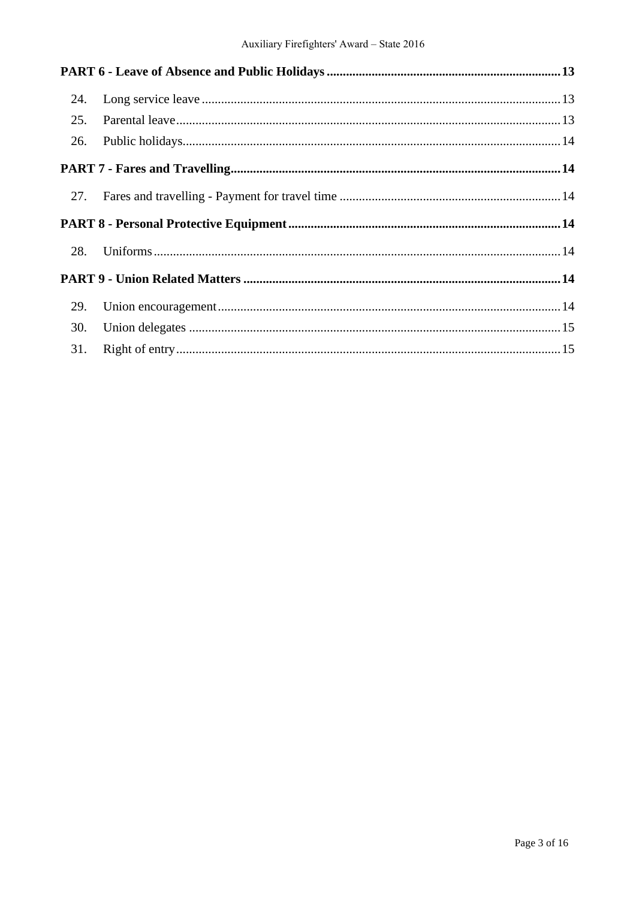**PART 6 - Leave of Absence and Public Holidays** ..... 13

24. Long service leave ..... 13
25. Parental leave ..... 13
26. Public holidays ..... 14

**PART 7 - Fares and Travelling** ..... 14

27. Fares and travelling - Payment for travel time ..... 14

**PART 8 - Personal Protective Equipment** ..... 14

28. Uniforms ..... 14

**PART 9 - Union Related Matters** ..... 14

29. Union encouragement ..... 14
30. Union delegates ..... 15
31. Right of entry ..... 15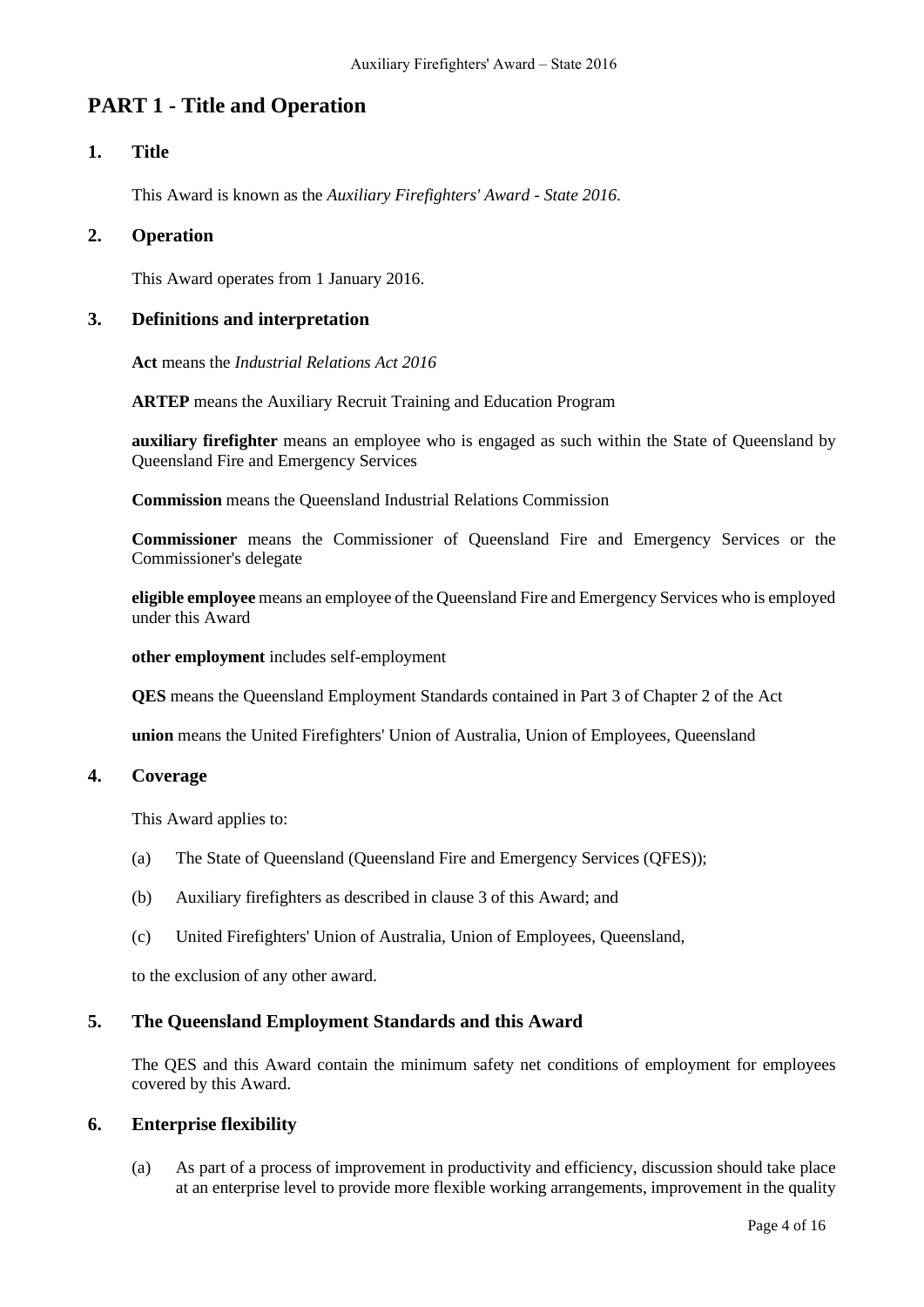# PART 1 - Title and Operation

## 1. Title

This Award is known as the *Auxiliary Firefighters' Award - State 2016*.

## 2. Operation

This Award operates from 1 January 2016.

## 3. Definitions and interpretation

**Act** means the *Industrial Relations Act 2016*

**ARTEP** means the Auxiliary Recruit Training and Education Program

**auxiliary firefighter** means an employee who is engaged as such within the State of Queensland by Queensland Fire and Emergency Services

**Commission** means the Queensland Industrial Relations Commission

**Commissioner** means the Commissioner of Queensland Fire and Emergency Services or the Commissioner's delegate

**eligible employee** means an employee of the Queensland Fire and Emergency Services who is employed under this Award

**other employment** includes self-employment

**QES** means the Queensland Employment Standards contained in Part 3 of Chapter 2 of the Act

**union** means the United Firefighters' Union of Australia, Union of Employees, Queensland

## 4. Coverage

This Award applies to:

(a) The State of Queensland (Queensland Fire and Emergency Services (QFES));

(b) Auxiliary firefighters as described in clause 3 of this Award; and

(c) United Firefighters' Union of Australia, Union of Employees, Queensland,

to the exclusion of any other award.

## 5. The Queensland Employment Standards and this Award

The QES and this Award contain the minimum safety net conditions of employment for employees covered by this Award.

## 6. Enterprise flexibility

(a) As part of a process of improvement in productivity and efficiency, discussion should take place at an enterprise level to provide more flexible working arrangements, improvement in the quality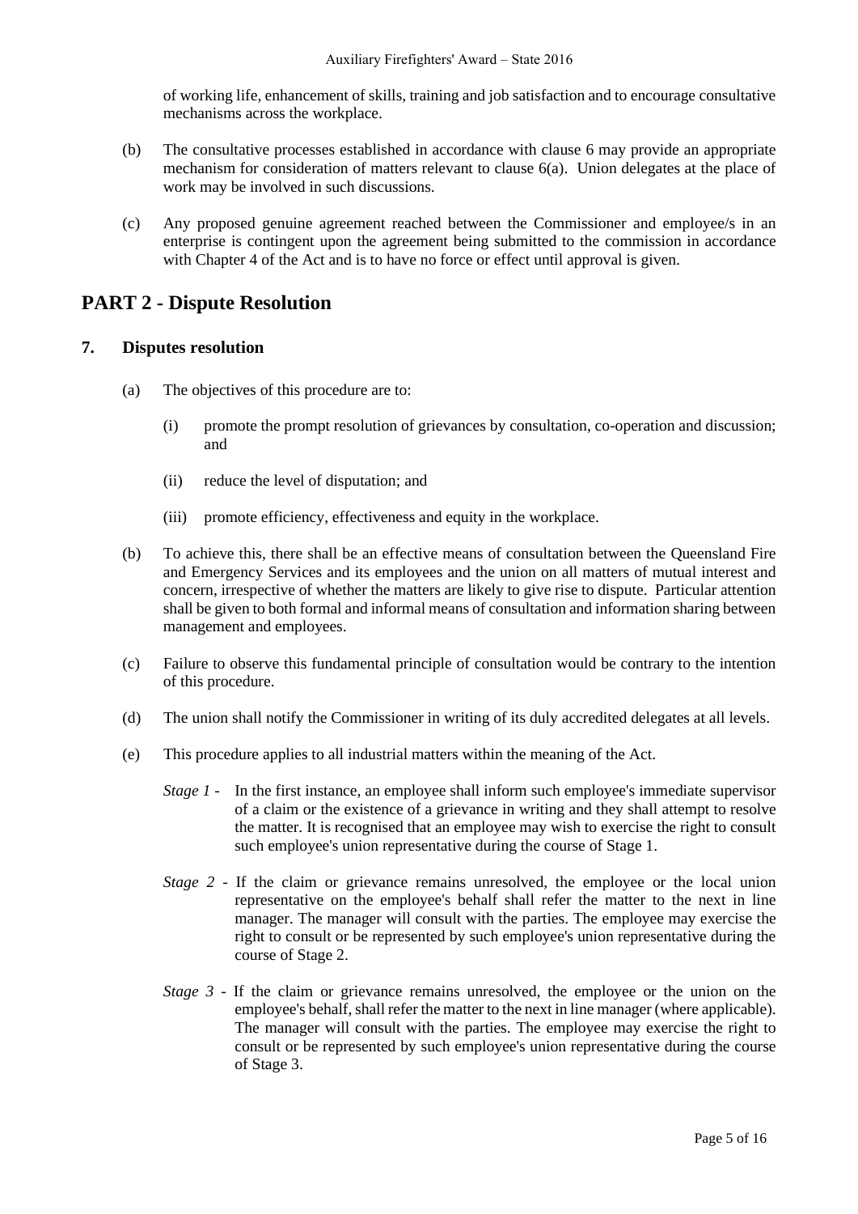of working life, enhancement of skills, training and job satisfaction and to encourage consultative mechanisms across the workplace.

(b) The consultative processes established in accordance with clause 6 may provide an appropriate mechanism for consideration of matters relevant to clause 6(a). Union delegates at the place of work may be involved in such discussions.

(c) Any proposed genuine agreement reached between the Commissioner and employee/s in an enterprise is contingent upon the agreement being submitted to the commission in accordance with Chapter 4 of the Act and is to have no force or effect until approval is given.

## PART 2 - Dispute Resolution

### 7. Disputes resolution

(a) The objectives of this procedure are to:

(i) promote the prompt resolution of grievances by consultation, co-operation and discussion; and

(ii) reduce the level of disputation; and

(iii) promote efficiency, effectiveness and equity in the workplace.

(b) To achieve this, there shall be an effective means of consultation between the Queensland Fire and Emergency Services and its employees and the union on all matters of mutual interest and concern, irrespective of whether the matters are likely to give rise to dispute. Particular attention shall be given to both formal and informal means of consultation and information sharing between management and employees.

(c) Failure to observe this fundamental principle of consultation would be contrary to the intention of this procedure.

(d) The union shall notify the Commissioner in writing of its duly accredited delegates at all levels.

(e) This procedure applies to all industrial matters within the meaning of the Act.

*Stage 1* - In the first instance, an employee shall inform such employee's immediate supervisor of a claim or the existence of a grievance in writing and they shall attempt to resolve the matter. It is recognised that an employee may wish to exercise the right to consult such employee's union representative during the course of Stage 1.

*Stage 2* - If the claim or grievance remains unresolved, the employee or the local union representative on the employee's behalf shall refer the matter to the next in line manager. The manager will consult with the parties. The employee may exercise the right to consult or be represented by such employee's union representative during the course of Stage 2.

*Stage 3* - If the claim or grievance remains unresolved, the employee or the union on the employee's behalf, shall refer the matter to the next in line manager (where applicable). The manager will consult with the parties. The employee may exercise the right to consult or be represented by such employee's union representative during the course of Stage 3.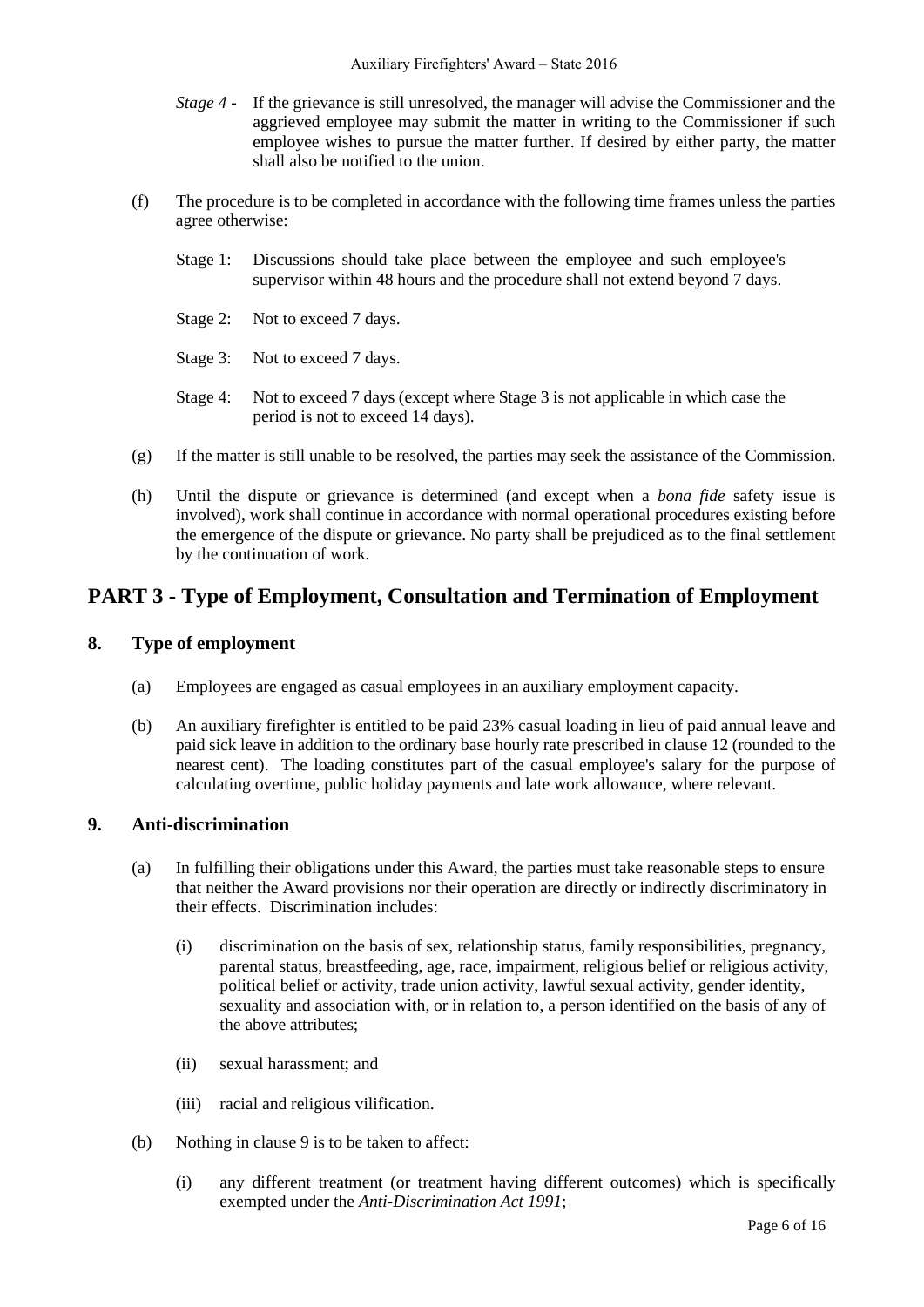*Stage 4* - If the grievance is still unresolved, the manager will advise the Commissioner and the aggrieved employee may submit the matter in writing to the Commissioner if such employee wishes to pursue the matter further. If desired by either party, the matter shall also be notified to the union.

(f) The procedure is to be completed in accordance with the following time frames unless the parties agree otherwise:

Stage 1: Discussions should take place between the employee and such employee's supervisor within 48 hours and the procedure shall not extend beyond 7 days.

Stage 2: Not to exceed 7 days.

Stage 3: Not to exceed 7 days.

Stage 4: Not to exceed 7 days (except where Stage 3 is not applicable in which case the period is not to exceed 14 days).

(g) If the matter is still unable to be resolved, the parties may seek the assistance of the Commission.

(h) Until the dispute or grievance is determined (and except when a *bona fide* safety issue is involved), work shall continue in accordance with normal operational procedures existing before the emergence of the dispute or grievance. No party shall be prejudiced as to the final settlement by the continuation of work.

# PART 3 - Type of Employment, Consultation and Termination of Employment

## 8. Type of employment

(a) Employees are engaged as casual employees in an auxiliary employment capacity.

(b) An auxiliary firefighter is entitled to be paid 23% casual loading in lieu of paid annual leave and paid sick leave in addition to the ordinary base hourly rate prescribed in clause 12 (rounded to the nearest cent). The loading constitutes part of the casual employee's salary for the purpose of calculating overtime, public holiday payments and late work allowance, where relevant.

## 9. Anti-discrimination

(a) In fulfilling their obligations under this Award, the parties must take reasonable steps to ensure that neither the Award provisions nor their operation are directly or indirectly discriminatory in their effects. Discrimination includes:

(i) discrimination on the basis of sex, relationship status, family responsibilities, pregnancy, parental status, breastfeeding, age, race, impairment, religious belief or religious activity, political belief or activity, trade union activity, lawful sexual activity, gender identity, sexuality and association with, or in relation to, a person identified on the basis of any of the above attributes;

(ii) sexual harassment; and

(iii) racial and religious vilification.

(b) Nothing in clause 9 is to be taken to affect:

(i) any different treatment (or treatment having different outcomes) which is specifically exempted under the *Anti-Discrimination Act 1991*;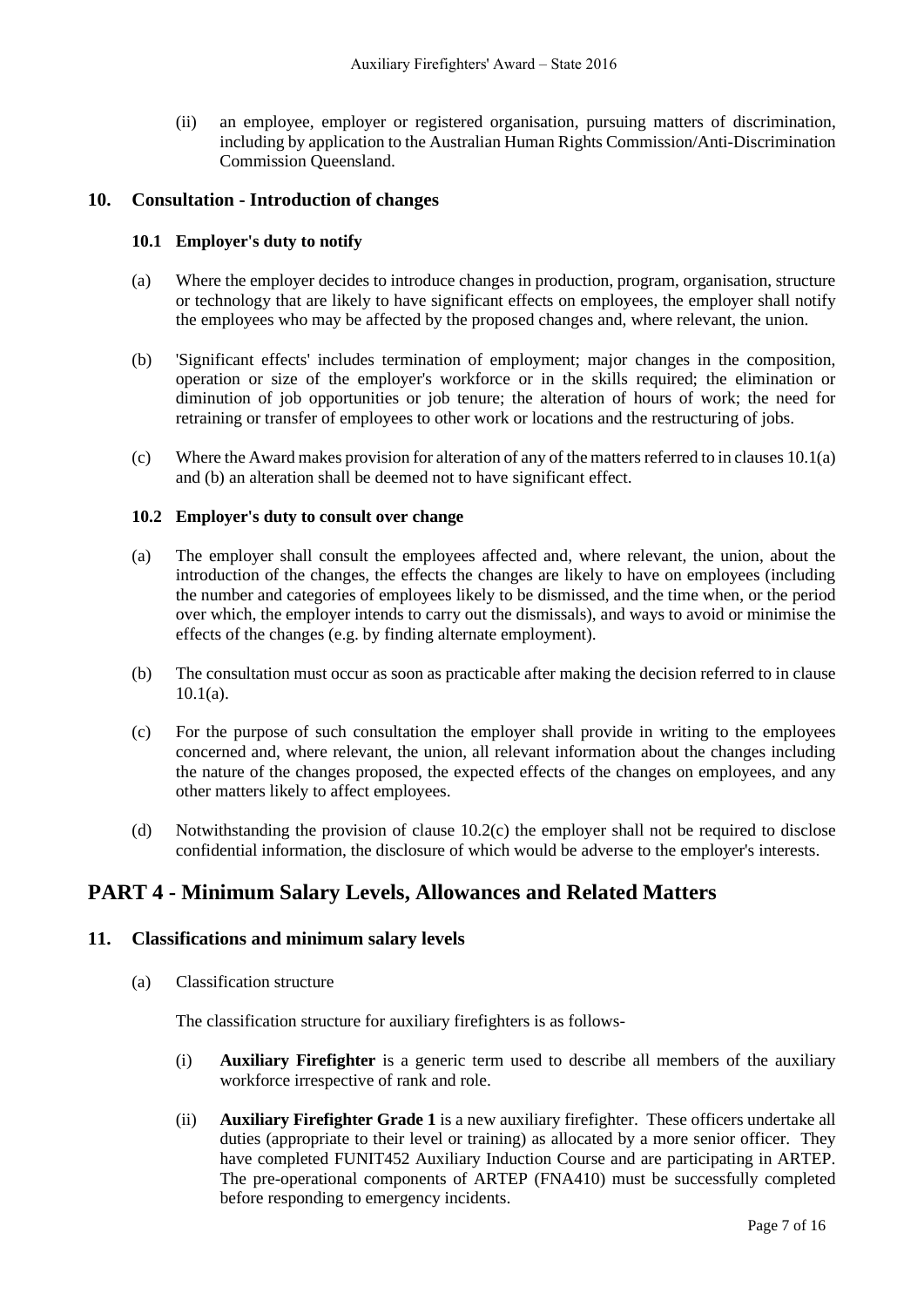(ii) an employee, employer or registered organisation, pursuing matters of discrimination, including by application to the Australian Human Rights Commission/Anti-Discrimination Commission Queensland.

## 10. Consultation - Introduction of changes

### 10.1 Employer's duty to notify

(a) Where the employer decides to introduce changes in production, program, organisation, structure or technology that are likely to have significant effects on employees, the employer shall notify the employees who may be affected by the proposed changes and, where relevant, the union.

(b) 'Significant effects' includes termination of employment; major changes in the composition, operation or size of the employer's workforce or in the skills required; the elimination or diminution of job opportunities or job tenure; the alteration of hours of work; the need for retraining or transfer of employees to other work or locations and the restructuring of jobs.

(c) Where the Award makes provision for alteration of any of the matters referred to in clauses 10.1(a) and (b) an alteration shall be deemed not to have significant effect.

### 10.2 Employer's duty to consult over change

(a) The employer shall consult the employees affected and, where relevant, the union, about the introduction of the changes, the effects the changes are likely to have on employees (including the number and categories of employees likely to be dismissed, and the time when, or the period over which, the employer intends to carry out the dismissals), and ways to avoid or minimise the effects of the changes (e.g. by finding alternate employment).

(b) The consultation must occur as soon as practicable after making the decision referred to in clause 10.1(a).

(c) For the purpose of such consultation the employer shall provide in writing to the employees concerned and, where relevant, the union, all relevant information about the changes including the nature of the changes proposed, the expected effects of the changes on employees, and any other matters likely to affect employees.

(d) Notwithstanding the provision of clause 10.2(c) the employer shall not be required to disclose confidential information, the disclosure of which would be adverse to the employer's interests.

# PART 4 - Minimum Salary Levels, Allowances and Related Matters

## 11. Classifications and minimum salary levels

(a) Classification structure

The classification structure for auxiliary firefighters is as follows-

(i) **Auxiliary Firefighter** is a generic term used to describe all members of the auxiliary workforce irrespective of rank and role.

(ii) **Auxiliary Firefighter Grade 1** is a new auxiliary firefighter. These officers undertake all duties (appropriate to their level or training) as allocated by a more senior officer. They have completed FUNIT452 Auxiliary Induction Course and are participating in ARTEP. The pre-operational components of ARTEP (FNA410) must be successfully completed before responding to emergency incidents.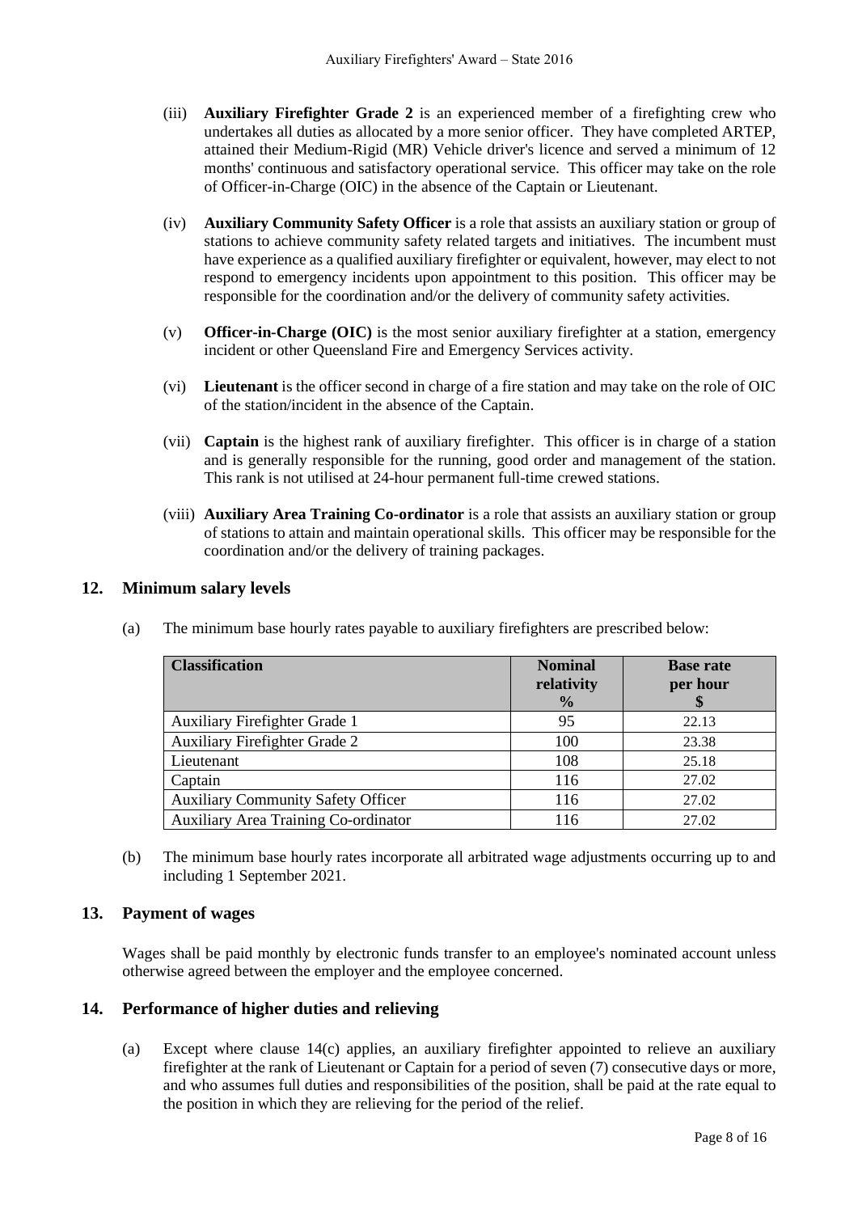(iii) **Auxiliary Firefighter Grade 2** is an experienced member of a firefighting crew who undertakes all duties as allocated by a more senior officer. They have completed ARTEP, attained their Medium-Rigid (MR) Vehicle driver's licence and served a minimum of 12 months' continuous and satisfactory operational service. This officer may take on the role of Officer-in-Charge (OIC) in the absence of the Captain or Lieutenant.

(iv) **Auxiliary Community Safety Officer** is a role that assists an auxiliary station or group of stations to achieve community safety related targets and initiatives. The incumbent must have experience as a qualified auxiliary firefighter or equivalent, however, may elect to not respond to emergency incidents upon appointment to this position. This officer may be responsible for the coordination and/or the delivery of community safety activities.

(v) **Officer-in-Charge (OIC)** is the most senior auxiliary firefighter at a station, emergency incident or other Queensland Fire and Emergency Services activity.

(vi) **Lieutenant** is the officer second in charge of a fire station and may take on the role of OIC of the station/incident in the absence of the Captain.

(vii) **Captain** is the highest rank of auxiliary firefighter. This officer is in charge of a station and is generally responsible for the running, good order and management of the station. This rank is not utilised at 24-hour permanent full-time crewed stations.

(viii) **Auxiliary Area Training Co-ordinator** is a role that assists an auxiliary station or group of stations to attain and maintain operational skills. This officer may be responsible for the coordination and/or the delivery of training packages.

## 12. Minimum salary levels

(a) The minimum base hourly rates payable to auxiliary firefighters are prescribed below:

| Classification | Nominal relativity % | Base rate per hour $ |
|---|---|---|
| Auxiliary Firefighter Grade 1 | 95 | 22.13 |
| Auxiliary Firefighter Grade 2 | 100 | 23.38 |
| Lieutenant | 108 | 25.18 |
| Captain | 116 | 27.02 |
| Auxiliary Community Safety Officer | 116 | 27.02 |
| Auxiliary Area Training Co-ordinator | 116 | 27.02 |

(b) The minimum base hourly rates incorporate all arbitrated wage adjustments occurring up to and including 1 September 2021.

## 13. Payment of wages

Wages shall be paid monthly by electronic funds transfer to an employee's nominated account unless otherwise agreed between the employer and the employee concerned.

## 14. Performance of higher duties and relieving

(a) Except where clause 14(c) applies, an auxiliary firefighter appointed to relieve an auxiliary firefighter at the rank of Lieutenant or Captain for a period of seven (7) consecutive days or more, and who assumes full duties and responsibilities of the position, shall be paid at the rate equal to the position in which they are relieving for the period of the relief.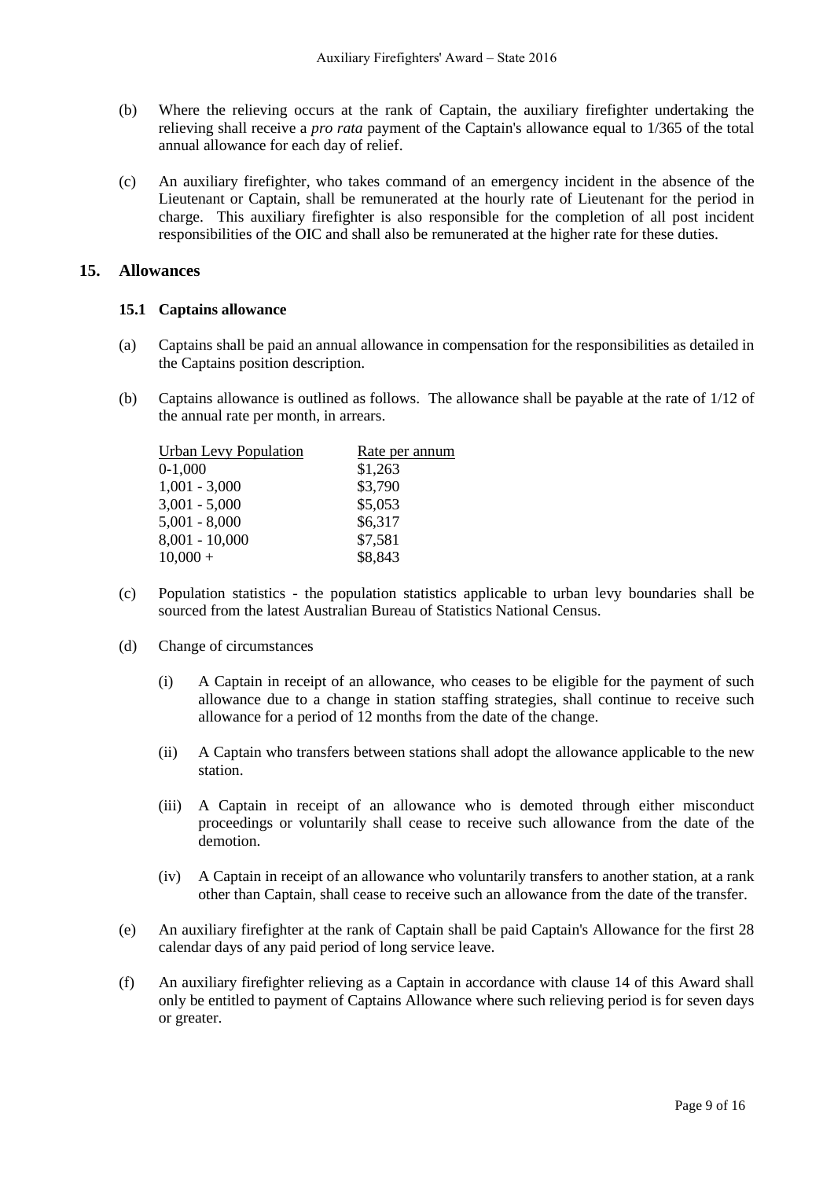(b) Where the relieving occurs at the rank of Captain, the auxiliary firefighter undertaking the relieving shall receive a *pro rata* payment of the Captain's allowance equal to 1/365 of the total annual allowance for each day of relief.

(c) An auxiliary firefighter, who takes command of an emergency incident in the absence of the Lieutenant or Captain, shall be remunerated at the hourly rate of Lieutenant for the period in charge. This auxiliary firefighter is also responsible for the completion of all post incident responsibilities of the OIC and shall also be remunerated at the higher rate for these duties.

## 15. Allowances

### 15.1 Captains allowance

(a) Captains shall be paid an annual allowance in compensation for the responsibilities as detailed in the Captains position description.

(b) Captains allowance is outlined as follows. The allowance shall be payable at the rate of 1/12 of the annual rate per month, in arrears.

| Urban Levy Population | Rate per annum |
|---|---|
| 0-1,000 | \$1,263 |
| 1,001 - 3,000 | \$3,790 |
| 3,001 - 5,000 | \$5,053 |
| 5,001 - 8,000 | \$6,317 |
| 8,001 - 10,000 | \$7,581 |
| 10,000 + | \$8,843 |

(c) Population statistics - the population statistics applicable to urban levy boundaries shall be sourced from the latest Australian Bureau of Statistics National Census.

(d) Change of circumstances

(i) A Captain in receipt of an allowance, who ceases to be eligible for the payment of such allowance due to a change in station staffing strategies, shall continue to receive such allowance for a period of 12 months from the date of the change.

(ii) A Captain who transfers between stations shall adopt the allowance applicable to the new station.

(iii) A Captain in receipt of an allowance who is demoted through either misconduct proceedings or voluntarily shall cease to receive such allowance from the date of the demotion.

(iv) A Captain in receipt of an allowance who voluntarily transfers to another station, at a rank other than Captain, shall cease to receive such an allowance from the date of the transfer.

(e) An auxiliary firefighter at the rank of Captain shall be paid Captain's Allowance for the first 28 calendar days of any paid period of long service leave.

(f) An auxiliary firefighter relieving as a Captain in accordance with clause 14 of this Award shall only be entitled to payment of Captains Allowance where such relieving period is for seven days or greater.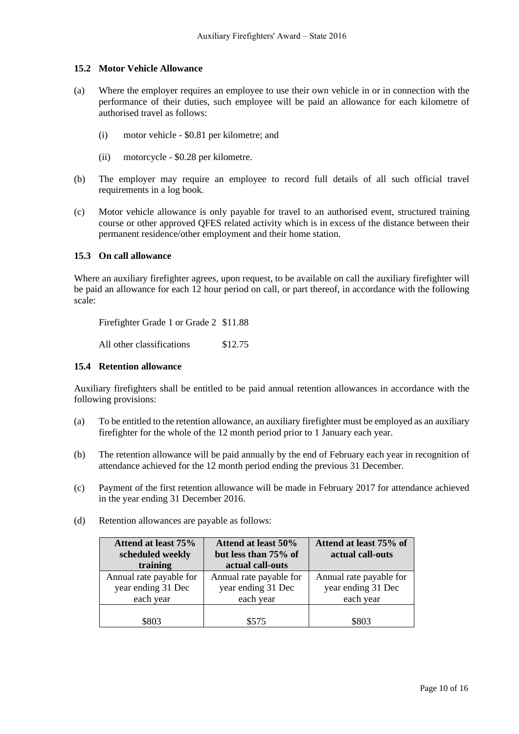### 15.2 Motor Vehicle Allowance

(a) Where the employer requires an employee to use their own vehicle in or in connection with the performance of their duties, such employee will be paid an allowance for each kilometre of authorised travel as follows:

  (i) motor vehicle - $0.81 per kilometre; and

  (ii) motorcycle - $0.28 per kilometre.

(b) The employer may require an employee to record full details of all such official travel requirements in a log book.

(c) Motor vehicle allowance is only payable for travel to an authorised event, structured training course or other approved QFES related activity which is in excess of the distance between their permanent residence/other employment and their home station.

### 15.3 On call allowance

Where an auxiliary firefighter agrees, upon request, to be available on call the auxiliary firefighter will be paid an allowance for each 12 hour period on call, or part thereof, in accordance with the following scale:

| | |
|---|---|
| Firefighter Grade 1 or Grade 2 | $11.88 |
| All other classifications | $12.75 |

### 15.4 Retention allowance

Auxiliary firefighters shall be entitled to be paid annual retention allowances in accordance with the following provisions:

(a) To be entitled to the retention allowance, an auxiliary firefighter must be employed as an auxiliary firefighter for the whole of the 12 month period prior to 1 January each year.

(b) The retention allowance will be paid annually by the end of February each year in recognition of attendance achieved for the 12 month period ending the previous 31 December.

(c) Payment of the first retention allowance will be made in February 2017 for attendance achieved in the year ending 31 December 2016.

(d) Retention allowances are payable as follows:

| Attend at least 75% scheduled weekly training | Attend at least 50% but less than 75% of actual call-outs | Attend at least 75% of actual call-outs |
|---|---|---|
| Annual rate payable for year ending 31 Dec each year | Annual rate payable for year ending 31 Dec each year | Annual rate payable for year ending 31 Dec each year |
| $803 | $575 | $803 |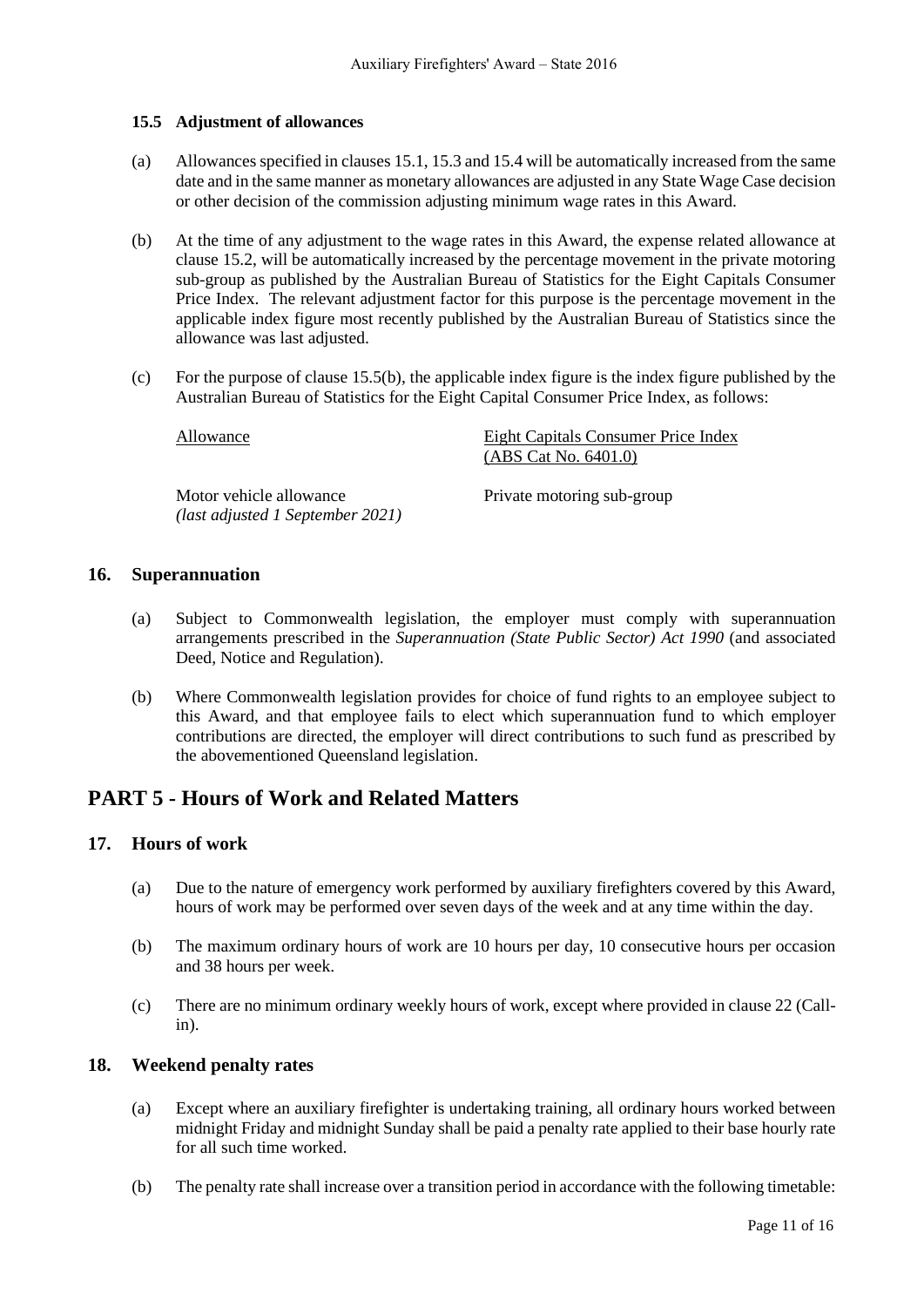### 15.5 Adjustment of allowances

(a) Allowances specified in clauses 15.1, 15.3 and 15.4 will be automatically increased from the same date and in the same manner as monetary allowances are adjusted in any State Wage Case decision or other decision of the commission adjusting minimum wage rates in this Award.

(b) At the time of any adjustment to the wage rates in this Award, the expense related allowance at clause 15.2, will be automatically increased by the percentage movement in the private motoring sub-group as published by the Australian Bureau of Statistics for the Eight Capitals Consumer Price Index. The relevant adjustment factor for this purpose is the percentage movement in the applicable index figure most recently published by the Australian Bureau of Statistics since the allowance was last adjusted.

(c) For the purpose of clause 15.5(b), the applicable index figure is the index figure published by the Australian Bureau of Statistics for the Eight Capital Consumer Price Index, as follows:

| Allowance | Eight Capitals Consumer Price Index (ABS Cat No. 6401.0) |
|---|---|
| Motor vehicle allowance *(last adjusted 1 September 2021)* | Private motoring sub-group |

## 16. Superannuation

(a) Subject to Commonwealth legislation, the employer must comply with superannuation arrangements prescribed in the *Superannuation (State Public Sector) Act 1990* (and associated Deed, Notice and Regulation).

(b) Where Commonwealth legislation provides for choice of fund rights to an employee subject to this Award, and that employee fails to elect which superannuation fund to which employer contributions are directed, the employer will direct contributions to such fund as prescribed by the abovementioned Queensland legislation.

# PART 5 - Hours of Work and Related Matters

## 17. Hours of work

(a) Due to the nature of emergency work performed by auxiliary firefighters covered by this Award, hours of work may be performed over seven days of the week and at any time within the day.

(b) The maximum ordinary hours of work are 10 hours per day, 10 consecutive hours per occasion and 38 hours per week.

(c) There are no minimum ordinary weekly hours of work, except where provided in clause 22 (Call-in).

## 18. Weekend penalty rates

(a) Except where an auxiliary firefighter is undertaking training, all ordinary hours worked between midnight Friday and midnight Sunday shall be paid a penalty rate applied to their base hourly rate for all such time worked.

(b) The penalty rate shall increase over a transition period in accordance with the following timetable: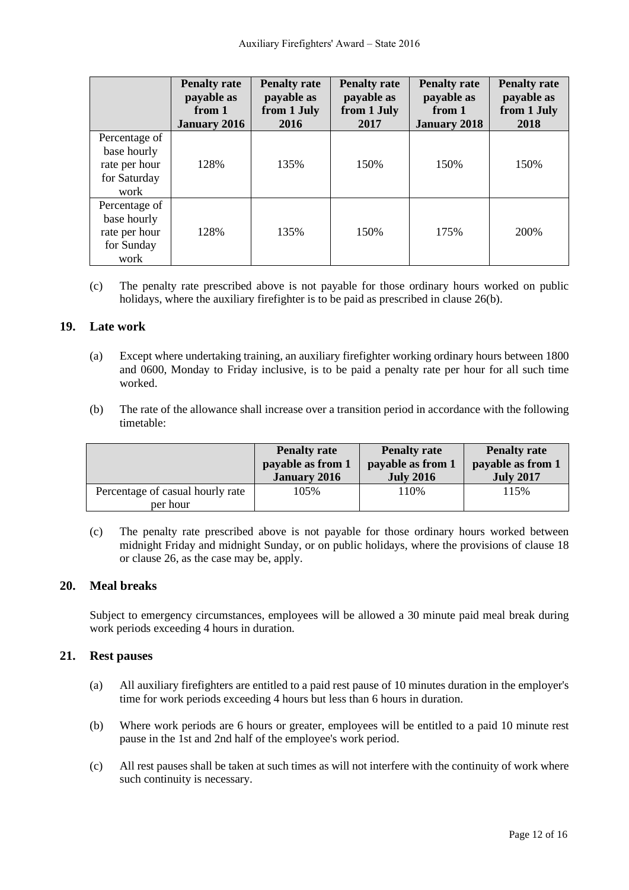| | Penalty rate payable as from 1 January 2016 | Penalty rate payable as from 1 July 2016 | Penalty rate payable as from 1 July 2017 | Penalty rate payable as from 1 January 2018 | Penalty rate payable as from 1 July 2018 |
|---|---|---|---|---|---|
| Percentage of base hourly rate per hour for Saturday work | 128% | 135% | 150% | 150% | 150% |
| Percentage of base hourly rate per hour for Sunday work | 128% | 135% | 150% | 175% | 200% |

(c) The penalty rate prescribed above is not payable for those ordinary hours worked on public holidays, where the auxiliary firefighter is to be paid as prescribed in clause 26(b).

## 19. Late work

(a) Except where undertaking training, an auxiliary firefighter working ordinary hours between 1800 and 0600, Monday to Friday inclusive, is to be paid a penalty rate per hour for all such time worked.

(b) The rate of the allowance shall increase over a transition period in accordance with the following timetable:

| | Penalty rate payable as from 1 January 2016 | Penalty rate payable as from 1 July 2016 | Penalty rate payable as from 1 July 2017 |
|---|---|---|---|
| Percentage of casual hourly rate per hour | 105% | 110% | 115% |

(c) The penalty rate prescribed above is not payable for those ordinary hours worked between midnight Friday and midnight Sunday, or on public holidays, where the provisions of clause 18 or clause 26, as the case may be, apply.

## 20. Meal breaks

Subject to emergency circumstances, employees will be allowed a 30 minute paid meal break during work periods exceeding 4 hours in duration.

## 21. Rest pauses

(a) All auxiliary firefighters are entitled to a paid rest pause of 10 minutes duration in the employer's time for work periods exceeding 4 hours but less than 6 hours in duration.

(b) Where work periods are 6 hours or greater, employees will be entitled to a paid 10 minute rest pause in the 1st and 2nd half of the employee's work period.

(c) All rest pauses shall be taken at such times as will not interfere with the continuity of work where such continuity is necessary.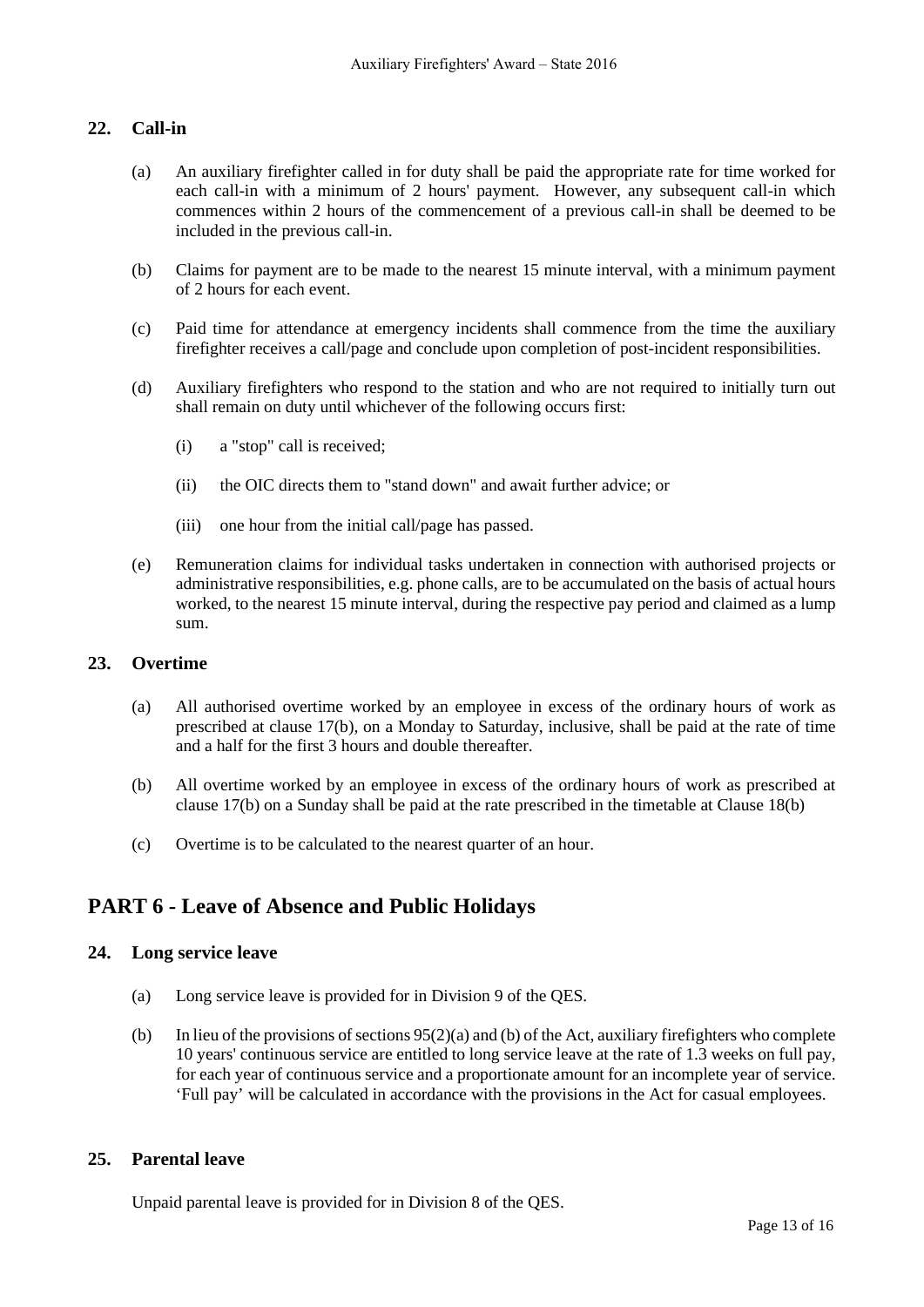### 22. Call-in

(a) An auxiliary firefighter called in for duty shall be paid the appropriate rate for time worked for each call-in with a minimum of 2 hours' payment. However, any subsequent call-in which commences within 2 hours of the commencement of a previous call-in shall be deemed to be included in the previous call-in.

(b) Claims for payment are to be made to the nearest 15 minute interval, with a minimum payment of 2 hours for each event.

(c) Paid time for attendance at emergency incidents shall commence from the time the auxiliary firefighter receives a call/page and conclude upon completion of post-incident responsibilities.

(d) Auxiliary firefighters who respond to the station and who are not required to initially turn out shall remain on duty until whichever of the following occurs first:

(i) a "stop" call is received;

(ii) the OIC directs them to "stand down" and await further advice; or

(iii) one hour from the initial call/page has passed.

(e) Remuneration claims for individual tasks undertaken in connection with authorised projects or administrative responsibilities, e.g. phone calls, are to be accumulated on the basis of actual hours worked, to the nearest 15 minute interval, during the respective pay period and claimed as a lump sum.

### 23. Overtime

(a) All authorised overtime worked by an employee in excess of the ordinary hours of work as prescribed at clause 17(b), on a Monday to Saturday, inclusive, shall be paid at the rate of time and a half for the first 3 hours and double thereafter.

(b) All overtime worked by an employee in excess of the ordinary hours of work as prescribed at clause 17(b) on a Sunday shall be paid at the rate prescribed in the timetable at Clause 18(b)

(c) Overtime is to be calculated to the nearest quarter of an hour.

## PART 6 - Leave of Absence and Public Holidays

### 24. Long service leave

(a) Long service leave is provided for in Division 9 of the QES.

(b) In lieu of the provisions of sections 95(2)(a) and (b) of the Act, auxiliary firefighters who complete 10 years' continuous service are entitled to long service leave at the rate of 1.3 weeks on full pay, for each year of continuous service and a proportionate amount for an incomplete year of service. 'Full pay' will be calculated in accordance with the provisions in the Act for casual employees.

### 25. Parental leave

Unpaid parental leave is provided for in Division 8 of the QES.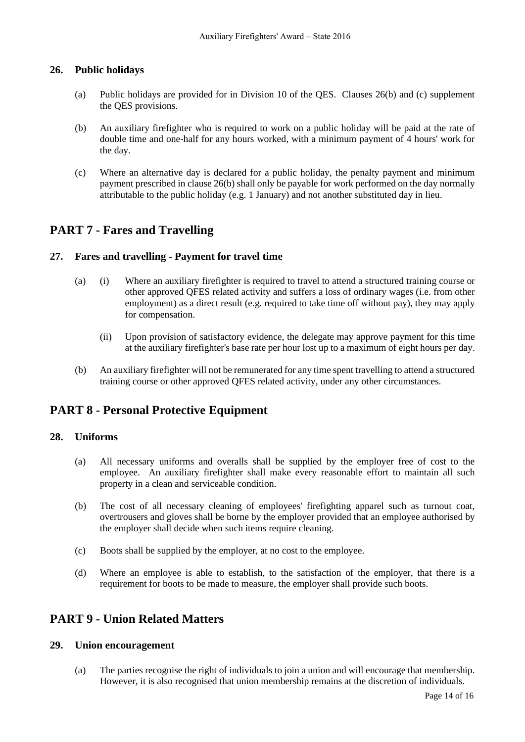### 26. Public holidays

(a) Public holidays are provided for in Division 10 of the QES. Clauses 26(b) and (c) supplement the QES provisions.

(b) An auxiliary firefighter who is required to work on a public holiday will be paid at the rate of double time and one-half for any hours worked, with a minimum payment of 4 hours' work for the day.

(c) Where an alternative day is declared for a public holiday, the penalty payment and minimum payment prescribed in clause 26(b) shall only be payable for work performed on the day normally attributable to the public holiday (e.g. 1 January) and not another substituted day in lieu.

## PART 7 - Fares and Travelling

### 27. Fares and travelling - Payment for travel time

(a) (i) Where an auxiliary firefighter is required to travel to attend a structured training course or other approved QFES related activity and suffers a loss of ordinary wages (i.e. from other employment) as a direct result (e.g. required to take time off without pay), they may apply for compensation.

(ii) Upon provision of satisfactory evidence, the delegate may approve payment for this time at the auxiliary firefighter's base rate per hour lost up to a maximum of eight hours per day.

(b) An auxiliary firefighter will not be remunerated for any time spent travelling to attend a structured training course or other approved QFES related activity, under any other circumstances.

## PART 8 - Personal Protective Equipment

### 28. Uniforms

(a) All necessary uniforms and overalls shall be supplied by the employer free of cost to the employee. An auxiliary firefighter shall make every reasonable effort to maintain all such property in a clean and serviceable condition.

(b) The cost of all necessary cleaning of employees' firefighting apparel such as turnout coat, overtrousers and gloves shall be borne by the employer provided that an employee authorised by the employer shall decide when such items require cleaning.

(c) Boots shall be supplied by the employer, at no cost to the employee.

(d) Where an employee is able to establish, to the satisfaction of the employer, that there is a requirement for boots to be made to measure, the employer shall provide such boots.

## PART 9 - Union Related Matters

### 29. Union encouragement

(a) The parties recognise the right of individuals to join a union and will encourage that membership. However, it is also recognised that union membership remains at the discretion of individuals.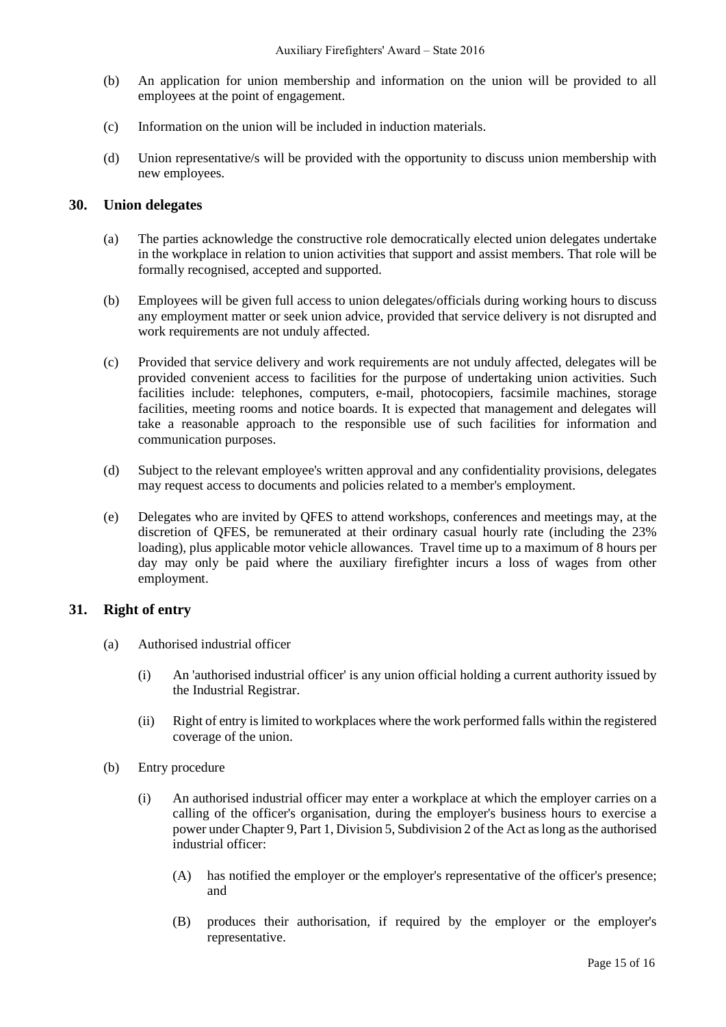(b) An application for union membership and information on the union will be provided to all employees at the point of engagement.

(c) Information on the union will be included in induction materials.

(d) Union representative/s will be provided with the opportunity to discuss union membership with new employees.

## 30. Union delegates

(a) The parties acknowledge the constructive role democratically elected union delegates undertake in the workplace in relation to union activities that support and assist members. That role will be formally recognised, accepted and supported.

(b) Employees will be given full access to union delegates/officials during working hours to discuss any employment matter or seek union advice, provided that service delivery is not disrupted and work requirements are not unduly affected.

(c) Provided that service delivery and work requirements are not unduly affected, delegates will be provided convenient access to facilities for the purpose of undertaking union activities. Such facilities include: telephones, computers, e-mail, photocopiers, facsimile machines, storage facilities, meeting rooms and notice boards. It is expected that management and delegates will take a reasonable approach to the responsible use of such facilities for information and communication purposes.

(d) Subject to the relevant employee's written approval and any confidentiality provisions, delegates may request access to documents and policies related to a member's employment.

(e) Delegates who are invited by QFES to attend workshops, conferences and meetings may, at the discretion of QFES, be remunerated at their ordinary casual hourly rate (including the 23% loading), plus applicable motor vehicle allowances. Travel time up to a maximum of 8 hours per day may only be paid where the auxiliary firefighter incurs a loss of wages from other employment.

## 31. Right of entry

(a) Authorised industrial officer

(i) An 'authorised industrial officer' is any union official holding a current authority issued by the Industrial Registrar.

(ii) Right of entry is limited to workplaces where the work performed falls within the registered coverage of the union.

(b) Entry procedure

(i) An authorised industrial officer may enter a workplace at which the employer carries on a calling of the officer's organisation, during the employer's business hours to exercise a power under Chapter 9, Part 1, Division 5, Subdivision 2 of the Act as long as the authorised industrial officer:

(A) has notified the employer or the employer's representative of the officer's presence; and

(B) produces their authorisation, if required by the employer or the employer's representative.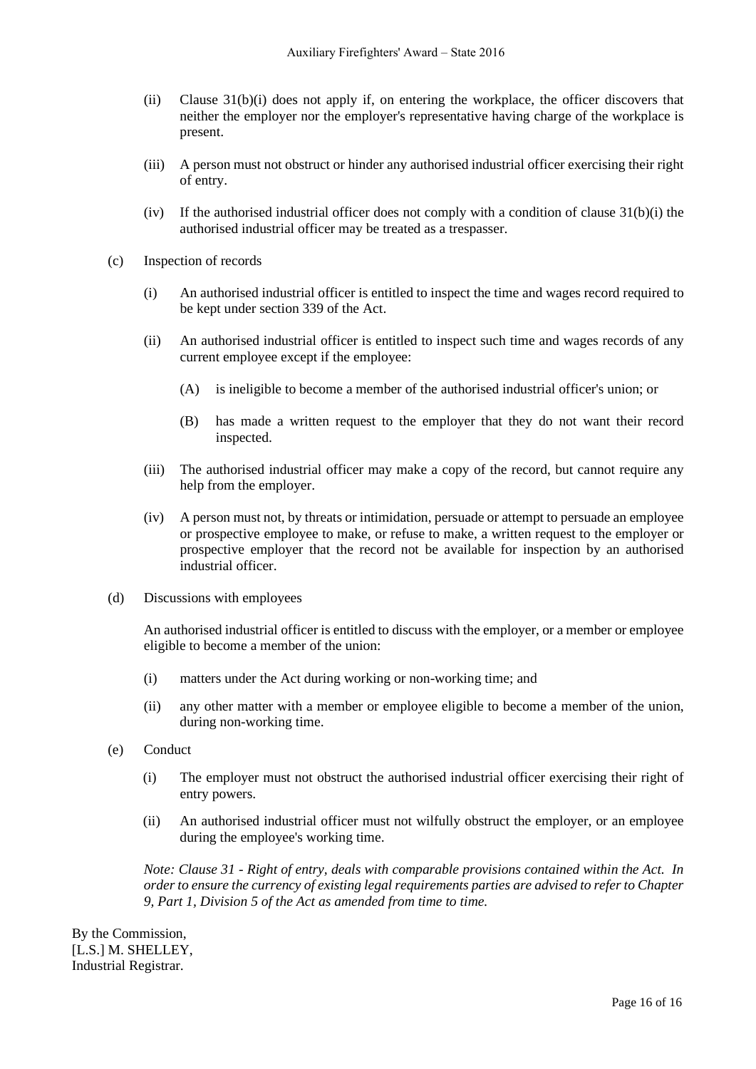(ii) Clause 31(b)(i) does not apply if, on entering the workplace, the officer discovers that neither the employer nor the employer's representative having charge of the workplace is present.

(iii) A person must not obstruct or hinder any authorised industrial officer exercising their right of entry.

(iv) If the authorised industrial officer does not comply with a condition of clause 31(b)(i) the authorised industrial officer may be treated as a trespasser.

(c) Inspection of records

(i) An authorised industrial officer is entitled to inspect the time and wages record required to be kept under section 339 of the Act.

(ii) An authorised industrial officer is entitled to inspect such time and wages records of any current employee except if the employee:

(A) is ineligible to become a member of the authorised industrial officer's union; or

(B) has made a written request to the employer that they do not want their record inspected.

(iii) The authorised industrial officer may make a copy of the record, but cannot require any help from the employer.

(iv) A person must not, by threats or intimidation, persuade or attempt to persuade an employee or prospective employee to make, or refuse to make, a written request to the employer or prospective employer that the record not be available for inspection by an authorised industrial officer.

(d) Discussions with employees

An authorised industrial officer is entitled to discuss with the employer, or a member or employee eligible to become a member of the union:

(i) matters under the Act during working or non-working time; and

(ii) any other matter with a member or employee eligible to become a member of the union, during non-working time.

(e) Conduct

(i) The employer must not obstruct the authorised industrial officer exercising their right of entry powers.

(ii) An authorised industrial officer must not wilfully obstruct the employer, or an employee during the employee's working time.

*Note: Clause 31 - Right of entry, deals with comparable provisions contained within the Act. In order to ensure the currency of existing legal requirements parties are advised to refer to Chapter 9, Part 1, Division 5 of the Act as amended from time to time.*

By the Commission,
[L.S.] M. SHELLEY,
Industrial Registrar.